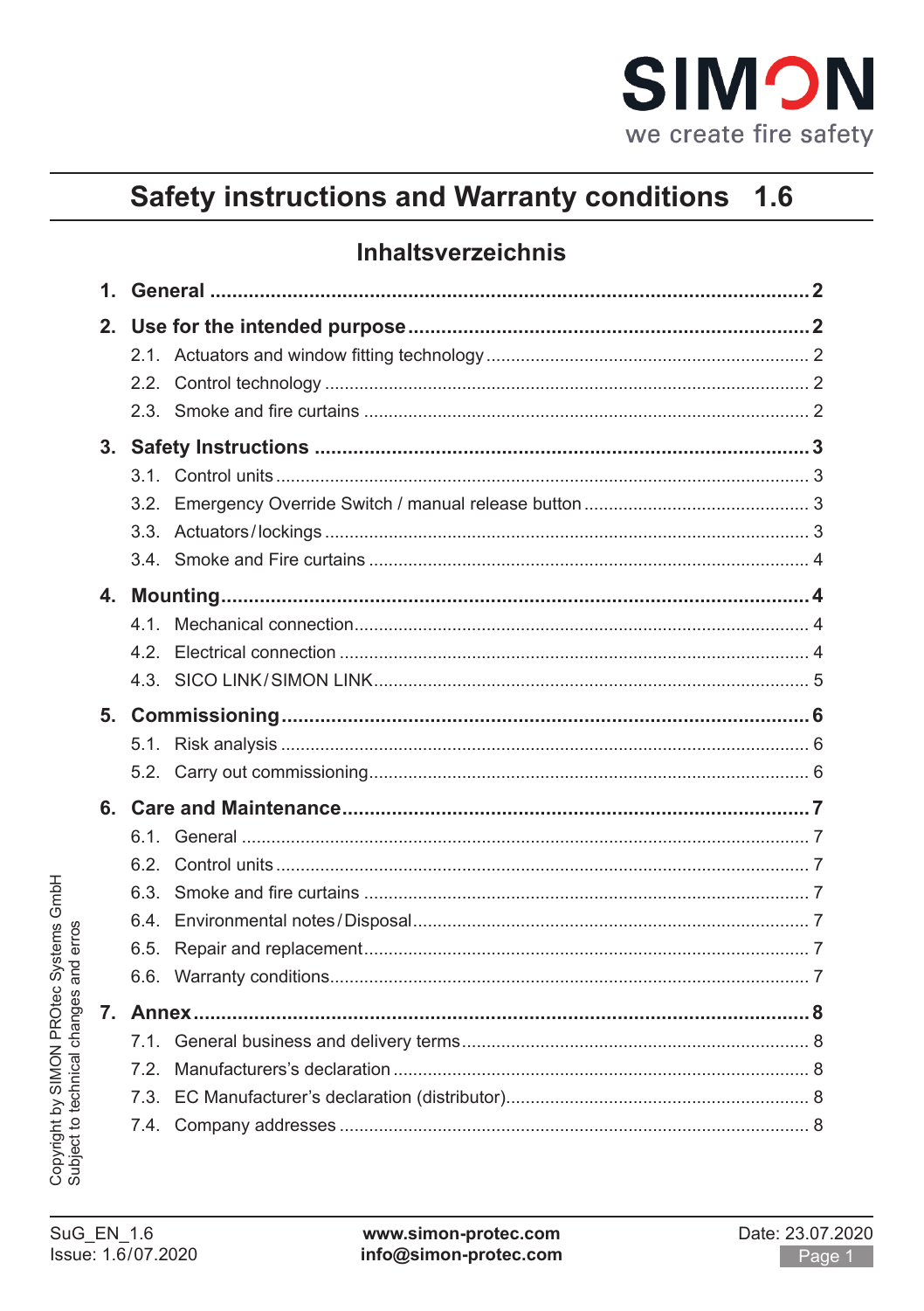SIMON
we create fire safety

# Safety instructions and Warranty conditions 1.6

## Inhaltsverzeichnis

1. **General** ..... 2
2. **Use for the intended purpose** ..... 2
   - 2.1. Actuators and window fitting technology ..... 2
   - 2.2. Control technology ..... 2
   - 2.3. Smoke and fire curtains ..... 2
3. **Safety Instructions** ..... 3
   - 3.1. Control units ..... 3
   - 3.2. Emergency Override Switch / manual release button ..... 3
   - 3.3. Actuators / lockings ..... 3
   - 3.4. Smoke and Fire curtains ..... 4
4. **Mounting** ..... 4
   - 4.1. Mechanical connection ..... 4
   - 4.2. Electrical connection ..... 4
   - 4.3. SICO LINK / SIMON LINK ..... 5
5. **Commissioning** ..... 6
   - 5.1. Risk analysis ..... 6
   - 5.2. Carry out commissioning ..... 6
6. **Care and Maintenance** ..... 7
   - 6.1. General ..... 7
   - 6.2. Control units ..... 7
   - 6.3. Smoke and fire curtains ..... 7
   - 6.4. Environmental notes / Disposal ..... 7
   - 6.5. Repair and replacement ..... 7
   - 6.6. Warranty conditions ..... 7
7. **Annex** ..... 8
   - 7.1. General business and delivery terms ..... 8
   - 7.2. Manufacturers's declaration ..... 8
   - 7.3. EC Manufacturer's declaration (distributor) ..... 8
   - 7.4. Company addresses ..... 8

Copyright by SIMON PROtec Systems GmbH
Subject to technical changes and erros

SuG_EN_1.6
Issue: 1.6/07.2020

**www.simon-protec.com**
**info@simon-protec.com**

Date: 23.07.2020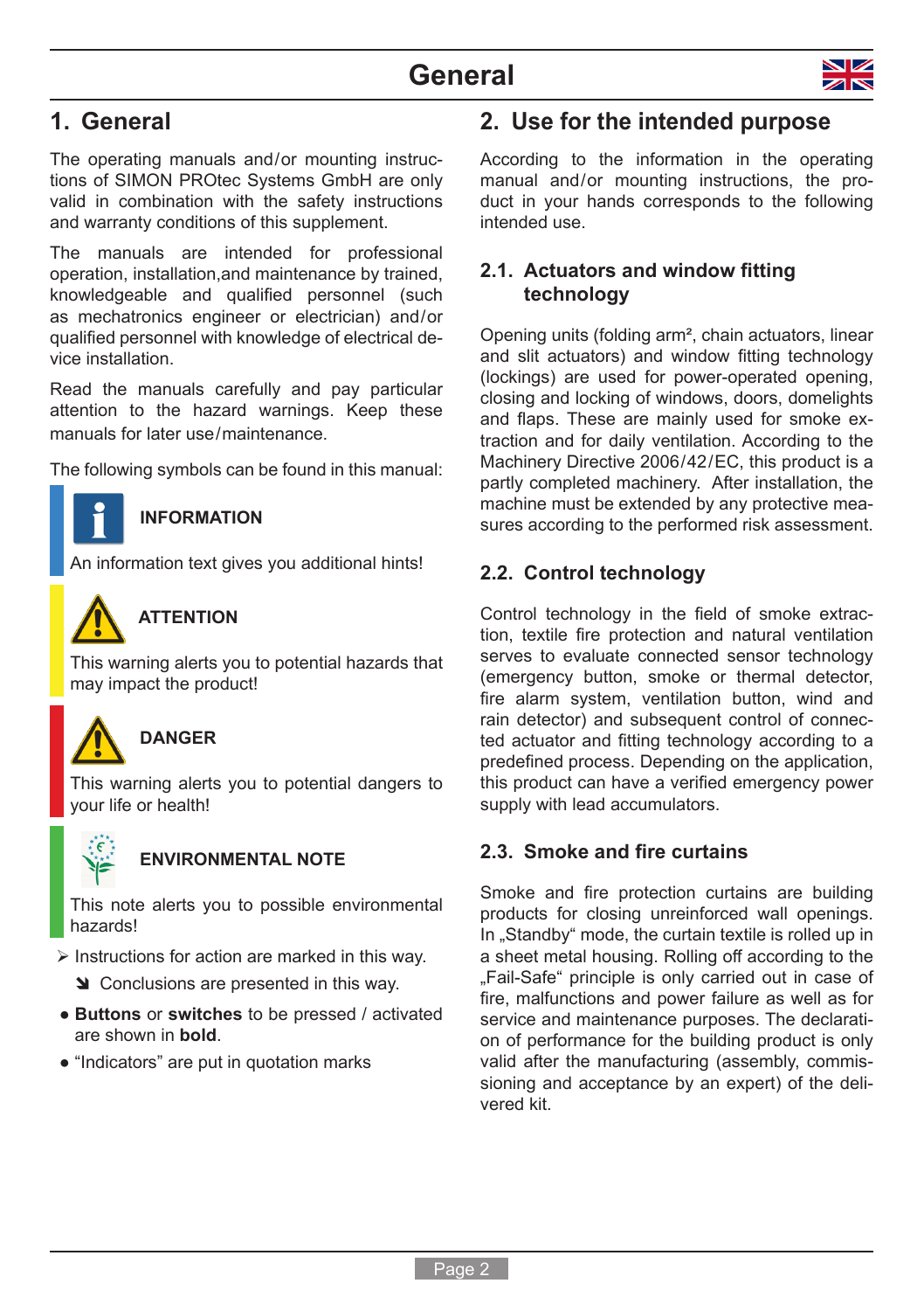## 1. General

The operating manuals and/or mounting instructions of SIMON PROtec Systems GmbH are only valid in combination with the safety instructions and warranty conditions of this supplement.

The manuals are intended for professional operation, installation,and maintenance by trained, knowledgeable and qualified personnel (such as mechatronics engineer or electrician) and/or qualified personnel with knowledge of electrical device installation.

Read the manuals carefully and pay particular attention to the hazard warnings. Keep these manuals for later use/maintenance.

The following symbols can be found in this manual:

**INFORMATION**

An information text gives you additional hints!

**ATTENTION**

This warning alerts you to potential hazards that may impact the product!

**DANGER**

This warning alerts you to potential dangers to your life or health!

**ENVIRONMENTAL NOTE**

This note alerts you to possible environmental hazards!

➢ Instructions for action are marked in this way.

  ➘ Conclusions are presented in this way.

- **Buttons** or **switches** to be pressed / activated are shown in **bold**.
- "Indicators" are put in quotation marks

## 2. Use for the intended purpose

According to the information in the operating manual and/or mounting instructions, the product in your hands corresponds to the following intended use.

### 2.1. Actuators and window fitting technology

Opening units (folding arm², chain actuators, linear and slit actuators) and window fitting technology (lockings) are used for power-operated opening, closing and locking of windows, doors, domelights and flaps. These are mainly used for smoke extraction and for daily ventilation. According to the Machinery Directive 2006/42/EC, this product is a partly completed machinery. After installation, the machine must be extended by any protective measures according to the performed risk assessment.

### 2.2. Control technology

Control technology in the field of smoke extraction, textile fire protection and natural ventilation serves to evaluate connected sensor technology (emergency button, smoke or thermal detector, fire alarm system, ventilation button, wind and rain detector) and subsequent control of connected actuator and fitting technology according to a predefined process. Depending on the application, this product can have a verified emergency power supply with lead accumulators.

### 2.3. Smoke and fire curtains

Smoke and fire protection curtains are building products for closing unreinforced wall openings. In „Standby" mode, the curtain textile is rolled up in a sheet metal housing. Rolling off according to the „Fail-Safe" principle is only carried out in case of fire, malfunctions and power failure as well as for service and maintenance purposes. The declaration of performance for the building product is only valid after the manufacturing (assembly, commissioning and acceptance by an expert) of the delivered kit.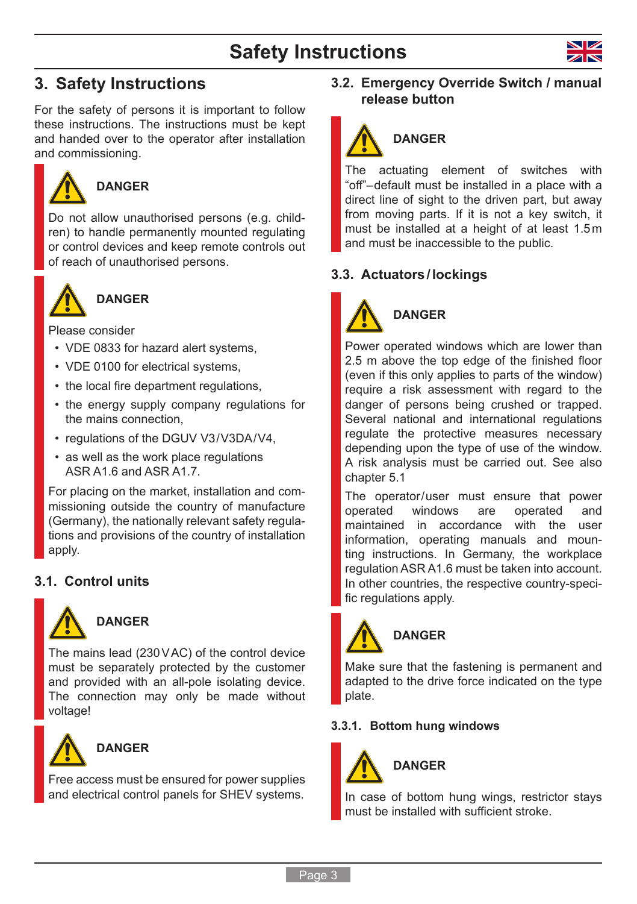# 3. Safety Instructions

For the safety of persons it is important to follow these instructions. The instructions must be kept and handed over to the operator after installation and commissioning.

**DANGER**

Do not allow unauthorised persons (e.g. children) to handle permanently mounted regulating or control devices and keep remote controls out of reach of unauthorised persons.

**DANGER**

Please consider

- VDE 0833 for hazard alert systems,
- VDE 0100 for electrical systems,
- the local fire department regulations,
- the energy supply company regulations for the mains connection,
- regulations of the DGUV V3/V3DA/V4,
- as well as the work place regulations ASR A1.6 and ASR A1.7.

For placing on the market, installation and commissioning outside the country of manufacture (Germany), the nationally relevant safety regulations and provisions of the country of installation apply.

## 3.1. Control units

**DANGER**

The mains lead (230 V AC) of the control device must be separately protected by the customer and provided with an all-pole isolating device. The connection may only be made without voltage!

**DANGER**

Free access must be ensured for power supplies and electrical control panels for SHEV systems.

## 3.2. Emergency Override Switch / manual release button

**DANGER**

The actuating element of switches with "off"–default must be installed in a place with a direct line of sight to the driven part, but away from moving parts. If it is not a key switch, it must be installed at a height of at least 1.5 m and must be inaccessible to the public.

## 3.3. Actuators / lockings

**DANGER**

Power operated windows which are lower than 2.5 m above the top edge of the finished floor (even if this only applies to parts of the window) require a risk assessment with regard to the danger of persons being crushed or trapped. Several national and international regulations regulate the protective measures necessary depending upon the type of use of the window. A risk analysis must be carried out. See also chapter 5.1

The operator/user must ensure that power operated windows are operated and maintained in accordance with the user information, operating manuals and mounting instructions. In Germany, the workplace regulation ASR A1.6 must be taken into account. In other countries, the respective country-specific regulations apply.

**DANGER**

Make sure that the fastening is permanent and adapted to the drive force indicated on the type plate.

### 3.3.1. Bottom hung windows

**DANGER**

In case of bottom hung wings, restrictor stays must be installed with sufficient stroke.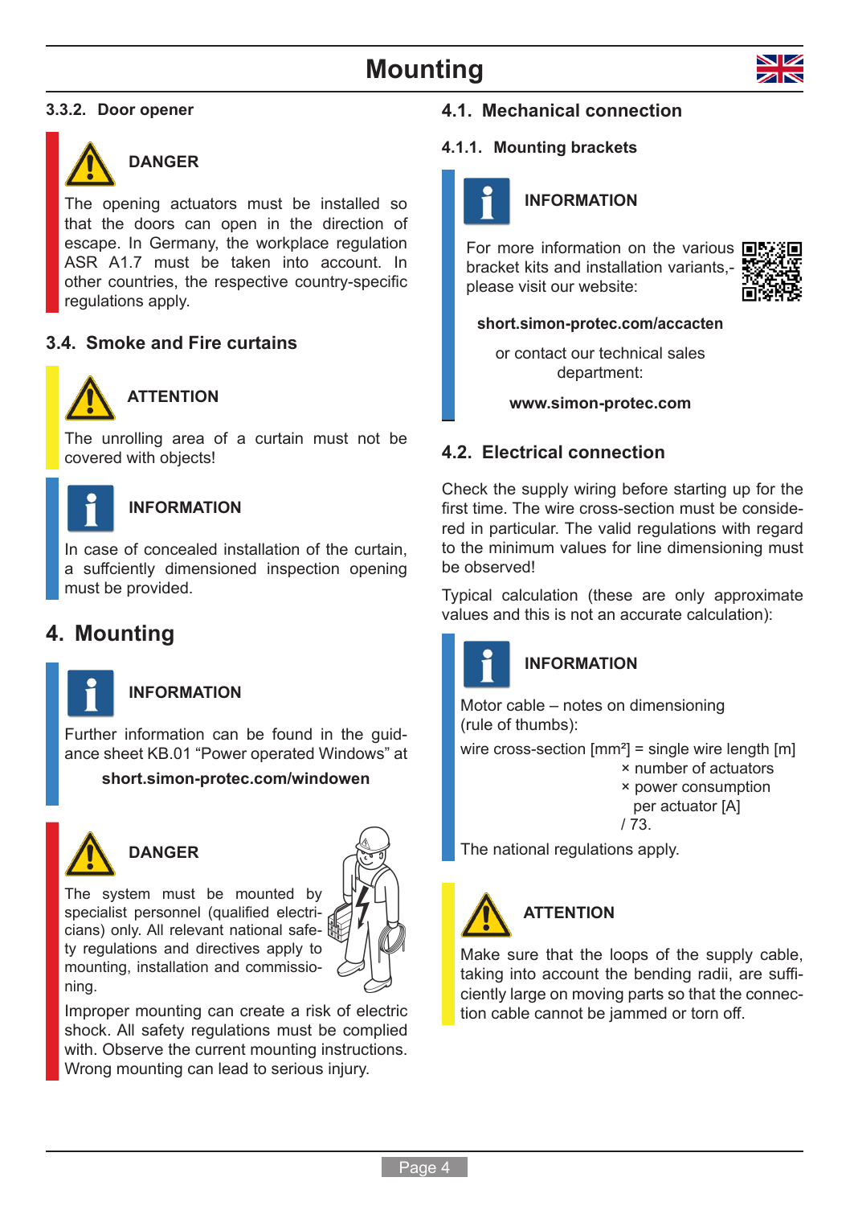### 3.3.2. Door opener

**DANGER**

The opening actuators must be installed so that the doors can open in the direction of escape. In Germany, the workplace regulation ASR A1.7 must be taken into account. In other countries, the respective country-specific regulations apply.

## 3.4. Smoke and Fire curtains

**ATTENTION**

The unrolling area of a curtain must not be covered with objects!

**INFORMATION**

In case of concealed installation of the curtain, a suffciently dimensioned inspection opening must be provided.

# 4. Mounting

**INFORMATION**

Further information can be found in the guidance sheet KB.01 "Power operated Windows" at

**short.simon-protec.com/windowen**

**DANGER**

The system must be mounted by specialist personnel (qualified electricians) only. All relevant national safety regulations and directives apply to mounting, installation and commissioning.

Improper mounting can create a risk of electric shock. All safety regulations must be complied with. Observe the current mounting instructions. Wrong mounting can lead to serious injury.

## 4.1. Mechanical connection

### 4.1.1. Mounting brackets

**INFORMATION**

For more information on the various bracket kits and installation variants,- please visit our website:

**short.simon-protec.com/accacten**

or contact our technical sales department:

**www.simon-protec.com**

## 4.2. Electrical connection

Check the supply wiring before starting up for the first time. The wire cross-section must be considered in particular. The valid regulations with regard to the minimum values for line dimensioning must be observed!

Typical calculation (these are only approximate values and this is not an accurate calculation):

**INFORMATION**

Motor cable – notes on dimensioning (rule of thumbs):

wire cross-section [mm²] = single wire length [m]
× number of actuators
× power consumption per actuator [A]
/ 73.

The national regulations apply.

**ATTENTION**

Make sure that the loops of the supply cable, taking into account the bending radii, are sufficiently large on moving parts so that the connection cable cannot be jammed or torn off.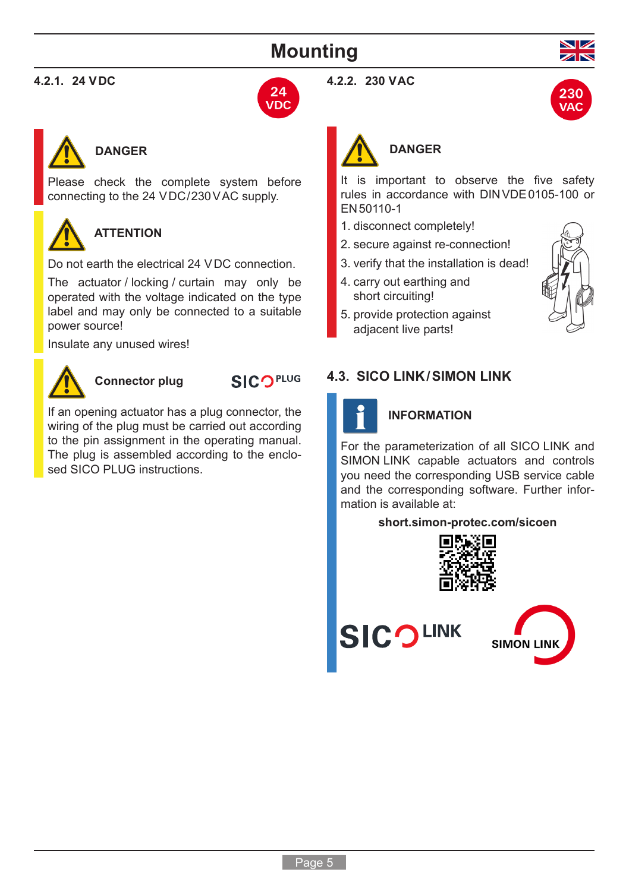# Mounting

### 4.2.1. 24 VDC

24 VDC

**DANGER**

Please check the complete system before connecting to the 24 VDC/230 VAC supply.

**ATTENTION**

Do not earth the electrical 24 VDC connection.

The actuator / locking / curtain may only be operated with the voltage indicated on the type label and may only be connected to a suitable power source!

Insulate any unused wires!

**Connector plug**

SICO PLUG

If an opening actuator has a plug connector, the wiring of the plug must be carried out according to the pin assignment in the operating manual. The plug is assembled according to the enclosed SICO PLUG instructions.

### 4.2.2. 230 VAC

230 VAC

**DANGER**

It is important to observe the five safety rules in accordance with DIN VDE 0105-100 or EN 50110-1

1. disconnect completely!
2. secure against re-connection!
3. verify that the installation is dead!
4. carry out earthing and short circuiting!
5. provide protection against adjacent live parts!

## 4.3. SICO LINK / SIMON LINK

**INFORMATION**

For the parameterization of all SICO LINK and SIMON LINK capable actuators and controls you need the corresponding USB service cable and the corresponding software. Further information is available at:

**short.simon-protec.com/sicoen**

SICO LINK

SIMON LINK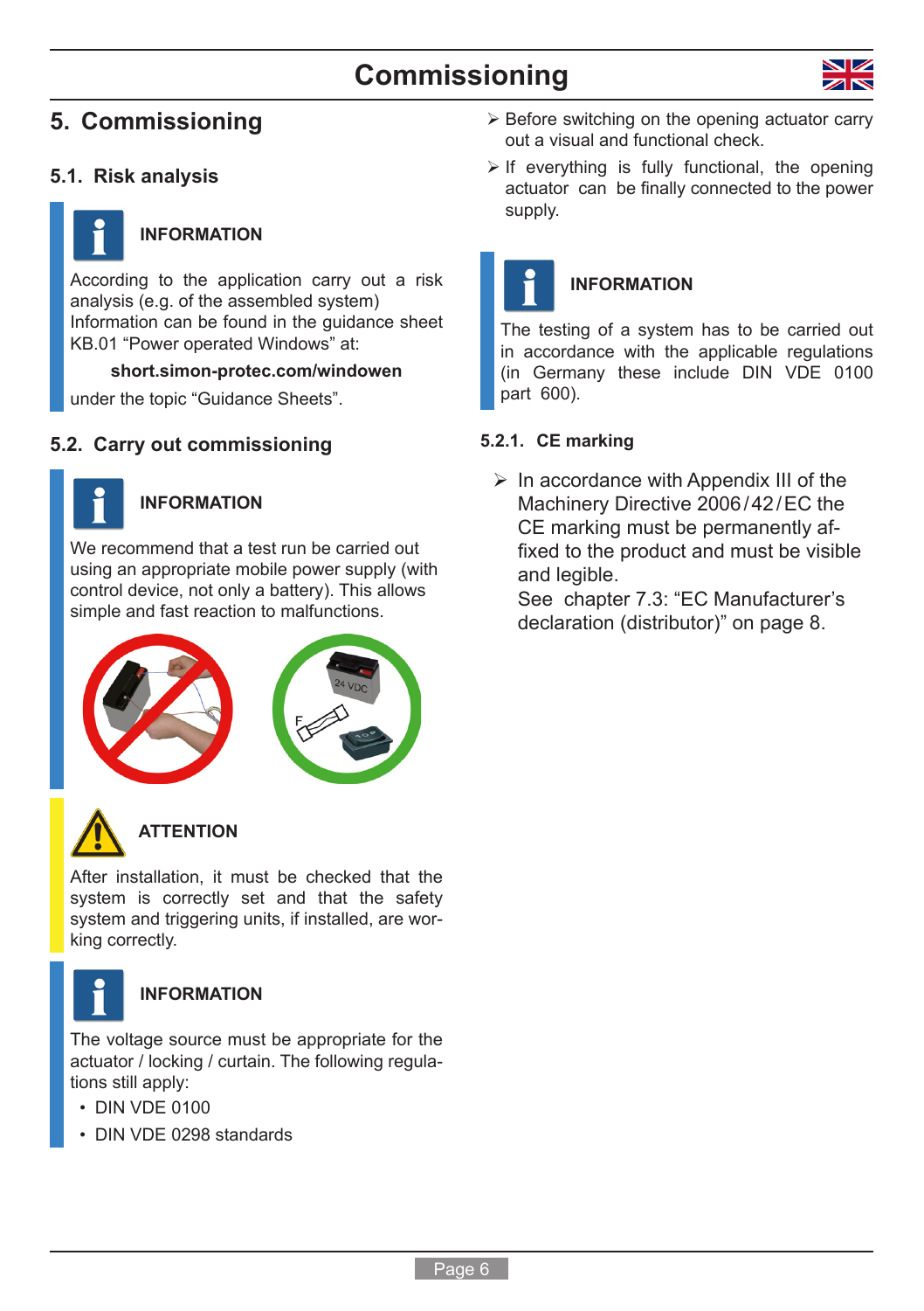# 5. Commissioning

## 5.1. Risk analysis

**INFORMATION**

According to the application carry out a risk analysis (e.g. of the assembled system) Information can be found in the guidance sheet KB.01 "Power operated Windows" at:

**short.simon-protec.com/windowen**

under the topic "Guidance Sheets".

## 5.2. Carry out commissioning

**INFORMATION**

We recommend that a test run be carried out using an appropriate mobile power supply (with control device, not only a battery). This allows simple and fast reaction to malfunctions.

**ATTENTION**

After installation, it must be checked that the system is correctly set and that the safety system and triggering units, if installed, are working correctly.

**INFORMATION**

The voltage source must be appropriate for the actuator / locking / curtain. The following regulations still apply:

- DIN VDE 0100
- DIN VDE 0298 standards

- Before switching on the opening actuator carry out a visual and functional check.
- If everything is fully functional, the opening actuator can be finally connected to the power supply.

**INFORMATION**

The testing of a system has to be carried out in accordance with the applicable regulations (in Germany these include DIN VDE 0100 part 600).

### 5.2.1. CE marking

- In accordance with Appendix III of the Machinery Directive 2006/42/EC the CE marking must be permanently affixed to the product and must be visible and legible.
  See chapter 7.3: "EC Manufacturer's declaration (distributor)" on page 8.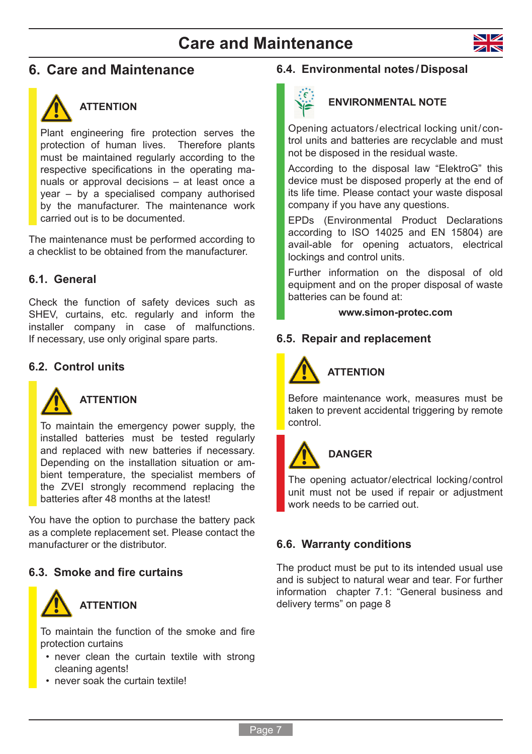# 6. Care and Maintenance

**ATTENTION**

Plant engineering fire protection serves the protection of human lives. Therefore plants must be maintained regularly according to the respective specifications in the operating manuals or approval decisions – at least once a year – by a specialised company authorised by the manufacturer. The maintenance work carried out is to be documented.

The maintenance must be performed according to a checklist to be obtained from the manufacturer.

## 6.1. General

Check the function of safety devices such as SHEV, curtains, etc. regularly and inform the installer company in case of malfunctions. If necessary, use only original spare parts.

## 6.2. Control units

**ATTENTION**

To maintain the emergency power supply, the installed batteries must be tested regularly and replaced with new batteries if necessary. Depending on the installation situation or ambient temperature, the specialist members of the ZVEI strongly recommend replacing the batteries after 48 months at the latest!

You have the option to purchase the battery pack as a complete replacement set. Please contact the manufacturer or the distributor.

## 6.3. Smoke and fire curtains

**ATTENTION**

To maintain the function of the smoke and fire protection curtains

- never clean the curtain textile with strong cleaning agents!
- never soak the curtain textile!

## 6.4. Environmental notes/Disposal

**ENVIRONMENTAL NOTE**

Opening actuators/electrical locking unit/control units and batteries are recyclable and must not be disposed in the residual waste.

According to the disposal law "ElektroG" this device must be disposed properly at the end of its life time. Please contact your waste disposal company if you have any questions.

EPDs (Environmental Product Declarations according to ISO 14025 and EN 15804) are avail-able for opening actuators, electrical lockings and control units.

Further information on the disposal of old equipment and on the proper disposal of waste batteries can be found at:

**www.simon-protec.com**

## 6.5. Repair and replacement

**ATTENTION**

Before maintenance work, measures must be taken to prevent accidental triggering by remote control.

**DANGER**

The opening actuator/electrical locking/control unit must not be used if repair or adjustment work needs to be carried out.

## 6.6. Warranty conditions

The product must be put to its intended usual use and is subject to natural wear and tear. For further information chapter 7.1: "General business and delivery terms" on page 8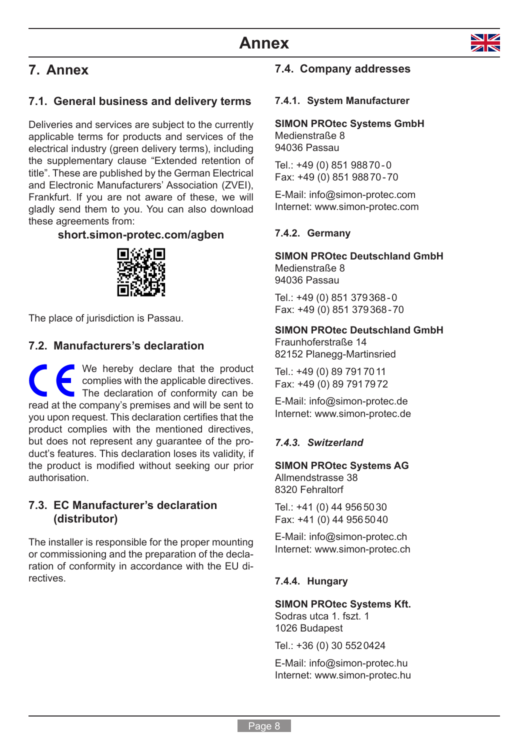# 7. Annex

## 7.1. General business and delivery terms

Deliveries and services are subject to the currently applicable terms for products and services of the electrical industry (green delivery terms), including the supplementary clause “Extended retention of title”. These are published by the German Electrical and Electronic Manufacturers’ Association (ZVEI), Frankfurt. If you are not aware of these, we will gladly send them to you. You can also download these agreements from:

**short.simon-protec.com/agben**

The place of jurisdiction is Passau.

## 7.2. Manufacturers’s declaration

We hereby declare that the product complies with the applicable directives. The declaration of conformity can be read at the company’s premises and will be sent to you upon request. This declaration certifies that the product complies with the mentioned directives, but does not represent any guarantee of the product’s features. This declaration loses its validity, if the product is modified without seeking our prior authorisation.

## 7.3. EC Manufacturer’s declaration (distributor)

The installer is responsible for the proper mounting or commissioning and the preparation of the declaration of conformity in accordance with the EU directives.

## 7.4. Company addresses

### 7.4.1. System Manufacturer

**SIMON PROtec Systems GmbH**
Medienstraße 8
94036 Passau

Tel.: +49 (0) 851 988 70 - 0
Fax: +49 (0) 851 988 70 - 70

E-Mail: info@simon-protec.com
Internet: www.simon-protec.com

### 7.4.2. Germany

**SIMON PROtec Deutschland GmbH**
Medienstraße 8
94036 Passau

Tel.: +49 (0) 851 379 368 - 0
Fax: +49 (0) 851 379 368 - 70

**SIMON PROtec Deutschland GmbH**
Fraunhoferstraße 14
82152 Planegg-Martinsried

Tel.: +49 (0) 89 791 70 11
Fax: +49 (0) 89 791 79 72

E-Mail: info@simon-protec.de
Internet: www.simon-protec.de

### *7.4.3. Switzerland*

**SIMON PROtec Systems AG**
Allmendstrasse 38
8320 Fehraltorf

Tel.: +41 (0) 44 956 50 30
Fax: +41 (0) 44 956 50 40

E-Mail: info@simon-protec.ch
Internet: www.simon-protec.ch

### 7.4.4. Hungary

**SIMON PROtec Systems Kft.**
Sodras utca 1. fszt. 1
1026 Budapest

Tel.: +36 (0) 30 552 0424

E-Mail: info@simon-protec.hu
Internet: www.simon-protec.hu